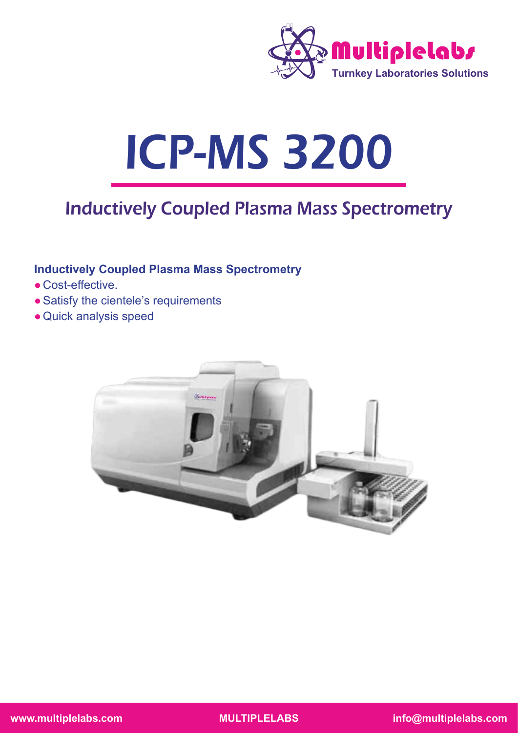Multiplelabs

Turnkey Laboratories Solutions

# ICP-MS 3200

## Inductively Coupled Plasma Mass Spectrometry

**Inductively Coupled Plasma Mass Spectrometry**

- Cost-effective.
- Satisfy the cientele's requirements
- Quick analysis speed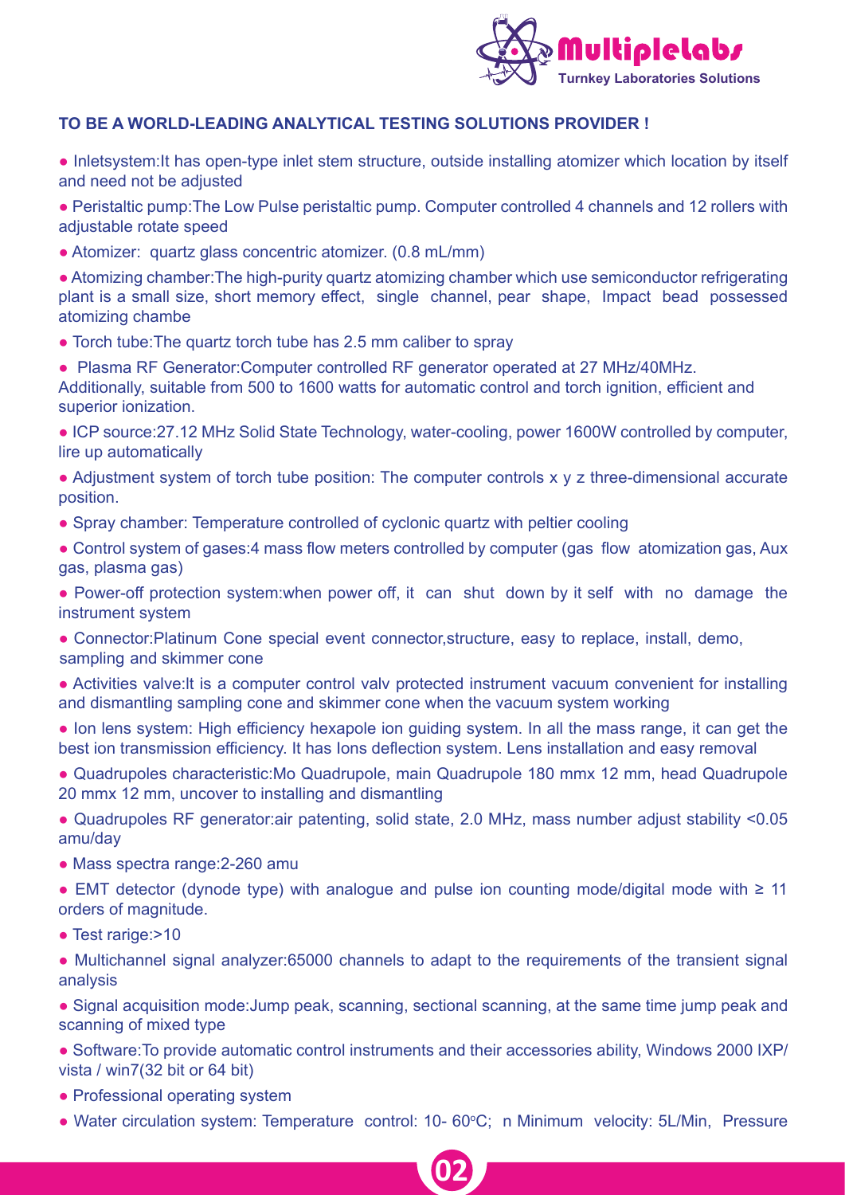**TO BE A WORLD-LEADING ANALYTICAL TESTING SOLUTIONS PROVIDER !**

- Inletsystem:It has open-type inlet stem structure, outside installing atomizer which location by itself and need not be adjusted
- Peristaltic pump:The Low Pulse peristaltic pump. Computer controlled 4 channels and 12 rollers with adjustable rotate speed
- Atomizer: quartz glass concentric atomizer. (0.8 mL/mm)
- Atomizing chamber:The high-purity quartz atomizing chamber which use semiconductor refrigerating plant is a small size, short memory effect, single channel, pear shape, Impact bead possessed atomizing chambe
- Torch tube:The quartz torch tube has 2.5 mm caliber to spray
- Plasma RF Generator:Computer controlled RF generator operated at 27 MHz/40MHz. Additionally, suitable from 500 to 1600 watts for automatic control and torch ignition, efficient and superior ionization.
- ICP source:27.12 MHz Solid State Technology, water-cooling, power 1600W controlled by computer, lire up automatically
- Adjustment system of torch tube position: The computer controls x y z three-dimensional accurate position.
- Spray chamber: Temperature controlled of cyclonic quartz with peltier cooling
- Control system of gases:4 mass flow meters controlled by computer (gas flow atomization gas, Aux gas, plasma gas)
- Power-off protection system:when power off, it can shut down by it self with no damage the instrument system
- Connector:Platinum Cone special event connector,structure, easy to replace, install, demo, sampling and skimmer cone
- Activities valve:It is a computer control valv protected instrument vacuum convenient for installing and dismantling sampling cone and skimmer cone when the vacuum system working
- Ion lens system: High efficiency hexapole ion guiding system. In all the mass range, it can get the best ion transmission efficiency. It has Ions deflection system. Lens installation and easy removal
- Quadrupoles characteristic:Mo Quadrupole, main Quadrupole 180 mmx 12 mm, head Quadrupole 20 mmx 12 mm, uncover to installing and dismantling
- Quadrupoles RF generator:air patenting, solid state, 2.0 MHz, mass number adjust stability <0.05 amu/day
- Mass spectra range:2-260 amu
- EMT detector (dynode type) with analogue and pulse ion counting mode/digital mode with ≥ 11 orders of magnitude.
- Test rarige:>10
- Multichannel signal analyzer:65000 channels to adapt to the requirements of the transient signal analysis
- Signal acquisition mode:Jump peak, scanning, sectional scanning, at the same time jump peak and scanning of mixed type
- Software:To provide automatic control instruments and their accessories ability, Windows 2000 IXP/ vista / win7(32 bit or 64 bit)
- Professional operating system
- Water circulation system: Temperature control: 10- 60°C; n Minimum velocity: 5L/Min, Pressure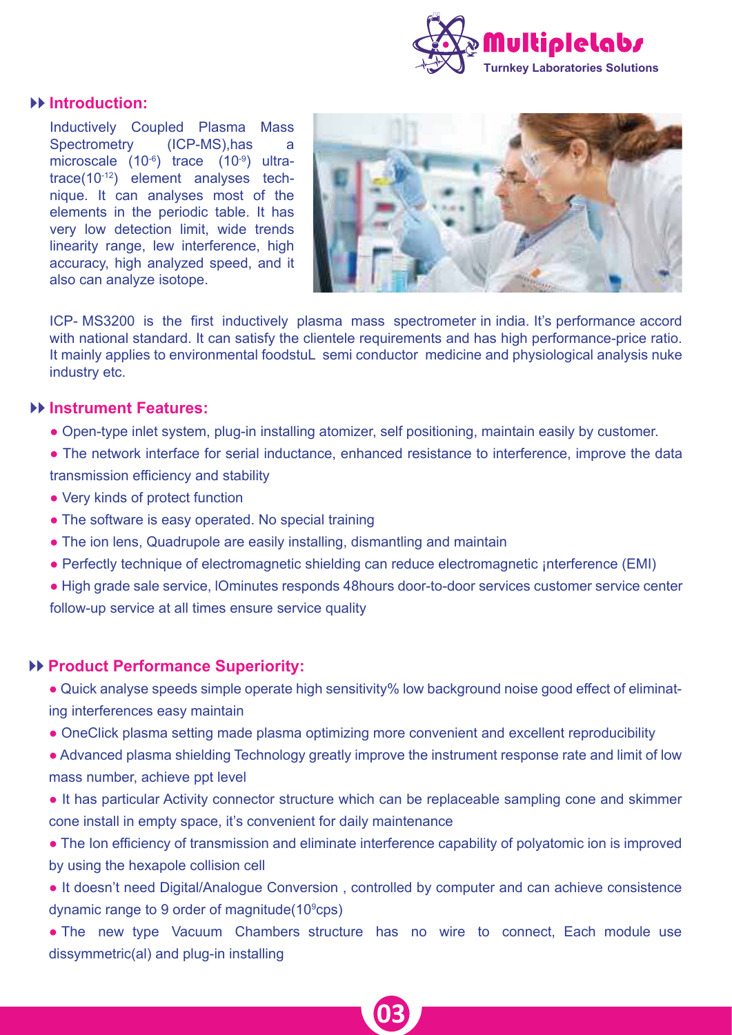## Introduction:

Inductively Coupled Plasma Mass Spectrometry (ICP-MS),has a microscale ($10^{-6}$) trace ($10^{-9}$) ultra-trace($10^{-12}$) element analyses technique. It can analyses most of the elements in the periodic table. It has very low detection limit, wide trends linearity range, lew interference, high accuracy, high analyzed speed, and it also can analyze isotope.

ICP- MS3200 is the first inductively plasma mass spectrometer in india. It's performance accord with national standard. It can satisfy the clientele requirements and has high performance-price ratio. It mainly applies to environmental foodstuL semi conductor medicine and physiological analysis nuke industry etc.

## Instrument Features:

- Open-type inlet system, plug-in installing atomizer, self positioning, maintain easily by customer.
- The network interface for serial inductance, enhanced resistance to interference, improve the data transmission efficiency and stability
- Very kinds of protect function
- The software is easy operated. No special training
- The ion lens, Quadrupole are easily installing, dismantling and maintain
- Perfectly technique of electromagnetic shielding can reduce electromagnetic ¡nterference (EMI)
- High grade sale service, lOminutes responds 48hours door-to-door services customer service center follow-up service at all times ensure service quality

## Product Performance Superiority:

- Quick analyse speeds simple operate high sensitivity% low background noise good effect of eliminating interferences easy maintain
- OneClick plasma setting made plasma optimizing more convenient and excellent reproducibility
- Advanced plasma shielding Technology greatly improve the instrument response rate and limit of low mass number, achieve ppt level
- It has particular Activity connector structure which can be replaceable sampling cone and skimmer cone install in empty space, it's convenient for daily maintenance
- The Ion efficiency of transmission and eliminate interference capability of polyatomic ion is improved by using the hexapole collision cell
- It doesn't need Digital/Analogue Conversion , controlled by computer and can achieve consistence dynamic range to 9 order of magnitude($10^{9}$cps)
- The new type Vacuum Chambers structure has no wire to connect, Each module use dissymmetric(al) and plug-in installing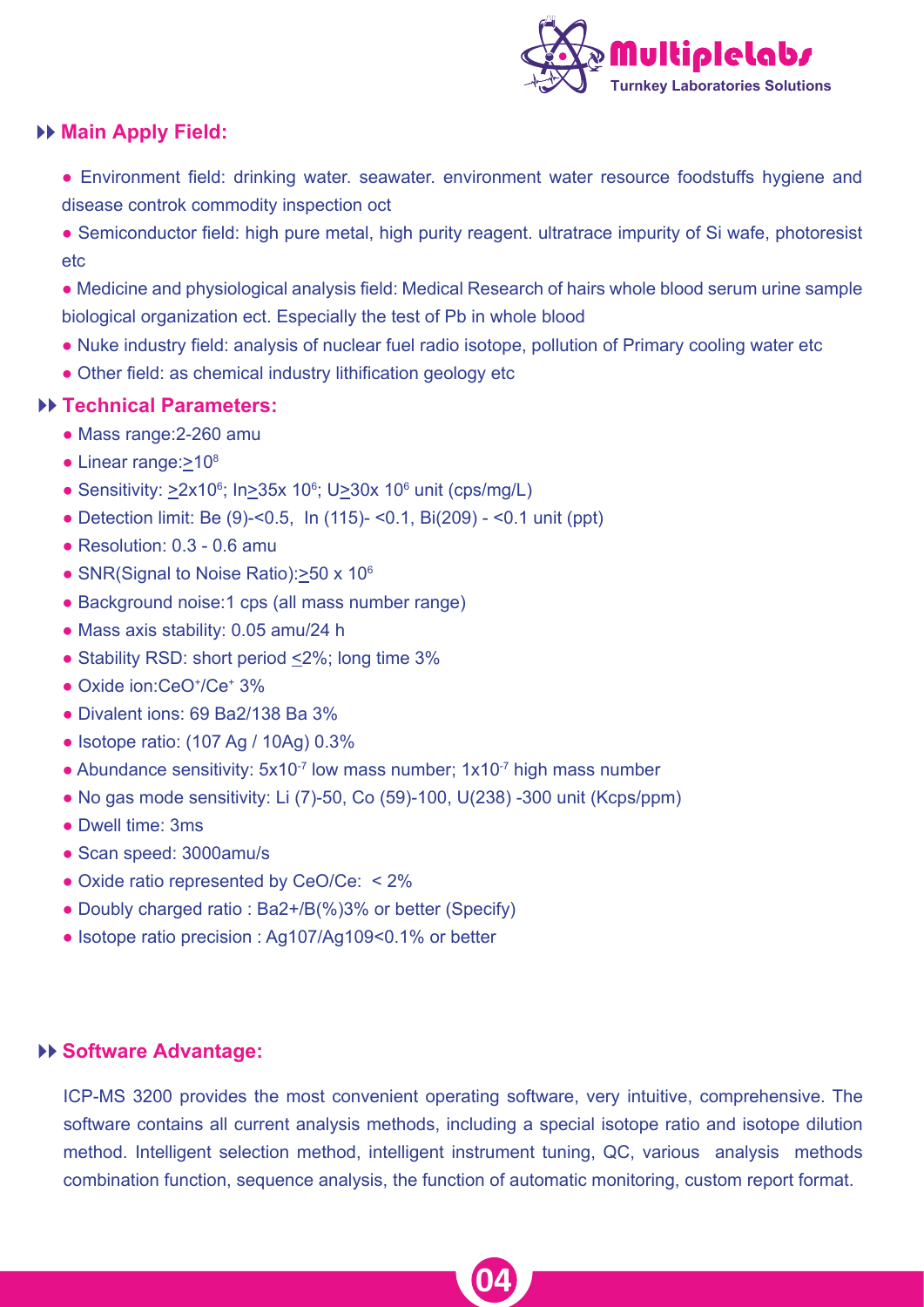## ▸▸ Main Apply Field:

- Environment field: drinking water. seawater. environment water resource foodstuffs hygiene and disease controk commodity inspection oct
- Semiconductor field: high pure metal, high purity reagent. ultratrace impurity of Si wafe, photoresist etc
- Medicine and physiological analysis field: Medical Research of hairs whole blood serum urine sample biological organization ect. Especially the test of Pb in whole blood
- Nuke industry field: analysis of nuclear fuel radio isotope, pollution of Primary cooling water etc
- Other field: as chemical industry lithification geology etc

## ▸▸ Technical Parameters:

- Mass range:2-260 amu
- Linear range:$\geq 10^8$
- Sensitivity: $\geq 2x10^6$; In$\geq$35x $10^6$; U$\geq$30x $10^6$ unit (cps/mg/L)
- Detection limit: Be (9)-<0.5, In (115)- <0.1, Bi(209) - <0.1 unit (ppt)
- Resolution: 0.3 - 0.6 amu
- SNR(Signal to Noise Ratio):$\geq$50 x $10^6$
- Background noise:1 cps (all mass number range)
- Mass axis stability: 0.05 amu/24 h
- Stability RSD: short period $\leq$2%; long time 3%
- Oxide ion:$CeO^+/Ce^+$ 3%
- Divalent ions: 69 Ba2/138 Ba 3%
- Isotope ratio: (107 Ag / 10Ag) 0.3%
- Abundance sensitivity: $5x10^{-7}$ low mass number; $1x10^{-7}$ high mass number
- No gas mode sensitivity: Li (7)-50, Co (59)-100, U(238) -300 unit (Kcps/ppm)
- Dwell time: 3ms
- Scan speed: 3000amu/s
- Oxide ratio represented by CeO/Ce: < 2%
- Doubly charged ratio : Ba2+/B(%)3% or better (Specify)
- Isotope ratio precision : Ag107/Ag109<0.1% or better

## ▸▸ Software Advantage:

ICP-MS 3200 provides the most convenient operating software, very intuitive, comprehensive. The software contains all current analysis methods, including a special isotope ratio and isotope dilution method. Intelligent selection method, intelligent instrument tuning, QC, various analysis methods combination function, sequence analysis, the function of automatic monitoring, custom report format.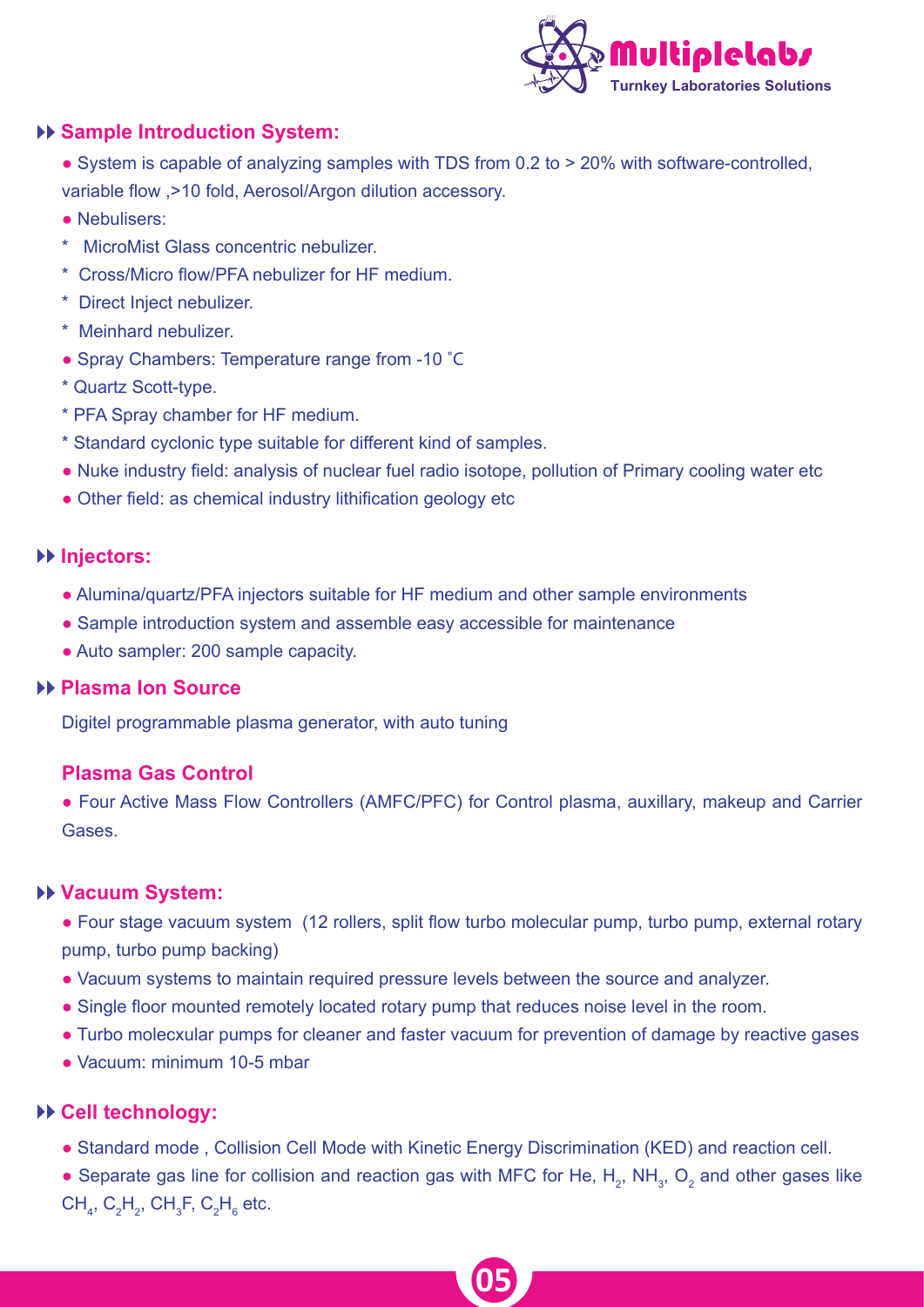## Sample Introduction System:

- System is capable of analyzing samples with TDS from 0.2 to > 20% with software-controlled, variable flow ,>10 fold, Aerosol/Argon dilution accessory.
- Nebulisers:

\* MicroMist Glass concentric nebulizer.

\* Cross/Micro flow/PFA nebulizer for HF medium.

\* Direct Inject nebulizer.

\* Meinhard nebulizer.

- Spray Chambers: Temperature range from -10 ˚C

\* Quartz Scott-type.

\* PFA Spray chamber for HF medium.

\* Standard cyclonic type suitable for different kind of samples.

- Nuke industry field: analysis of nuclear fuel radio isotope, pollution of Primary cooling water etc
- Other field: as chemical industry lithification geology etc

## Injectors:

- Alumina/quartz/PFA injectors suitable for HF medium and other sample environments
- Sample introduction system and assemble easy accessible for maintenance
- Auto sampler: 200 sample capacity.

## Plasma Ion Source

Digitel programmable plasma generator, with auto tuning

### Plasma Gas Control

- Four Active Mass Flow Controllers (AMFC/PFC) for Control plasma, auxillary, makeup and Carrier Gases.

## Vacuum System:

- Four stage vacuum system (12 rollers, split flow turbo molecular pump, turbo pump, external rotary pump, turbo pump backing)
- Vacuum systems to maintain required pressure levels between the source and analyzer.
- Single floor mounted remotely located rotary pump that reduces noise level in the room.
- Turbo molecxular pumps for cleaner and faster vacuum for prevention of damage by reactive gases
- Vacuum: minimum 10-5 mbar

## Cell technology:

- Standard mode , Collision Cell Mode with Kinetic Energy Discrimination (KED) and reaction cell.
- Separate gas line for collision and reaction gas with MFC for He, $H_2$, $NH_3$, $O_2$ and other gases like $CH_4$, $C_2H_2$, $CH_3F$, $C_2H_6$ etc.